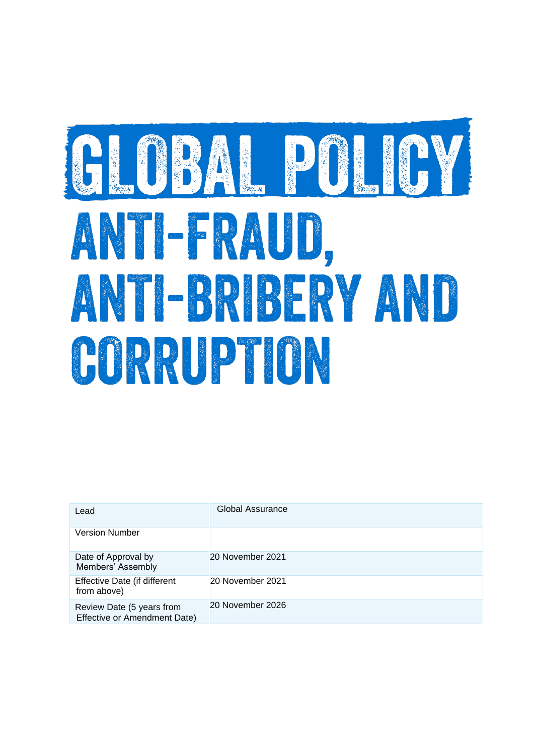# GLOBAL POLICY

# ANTI-FRAUD, ANTI-BRIBERY AND CORRUPTION

| Lead | Global Assurance |
|---|---|
| Version Number | |
| Date of Approval by Members' Assembly | 20 November 2021 |
| Effective Date (if different from above) | 20 November 2021 |
| Review Date (5 years from Effective or Amendment Date) | 20 November 2026 |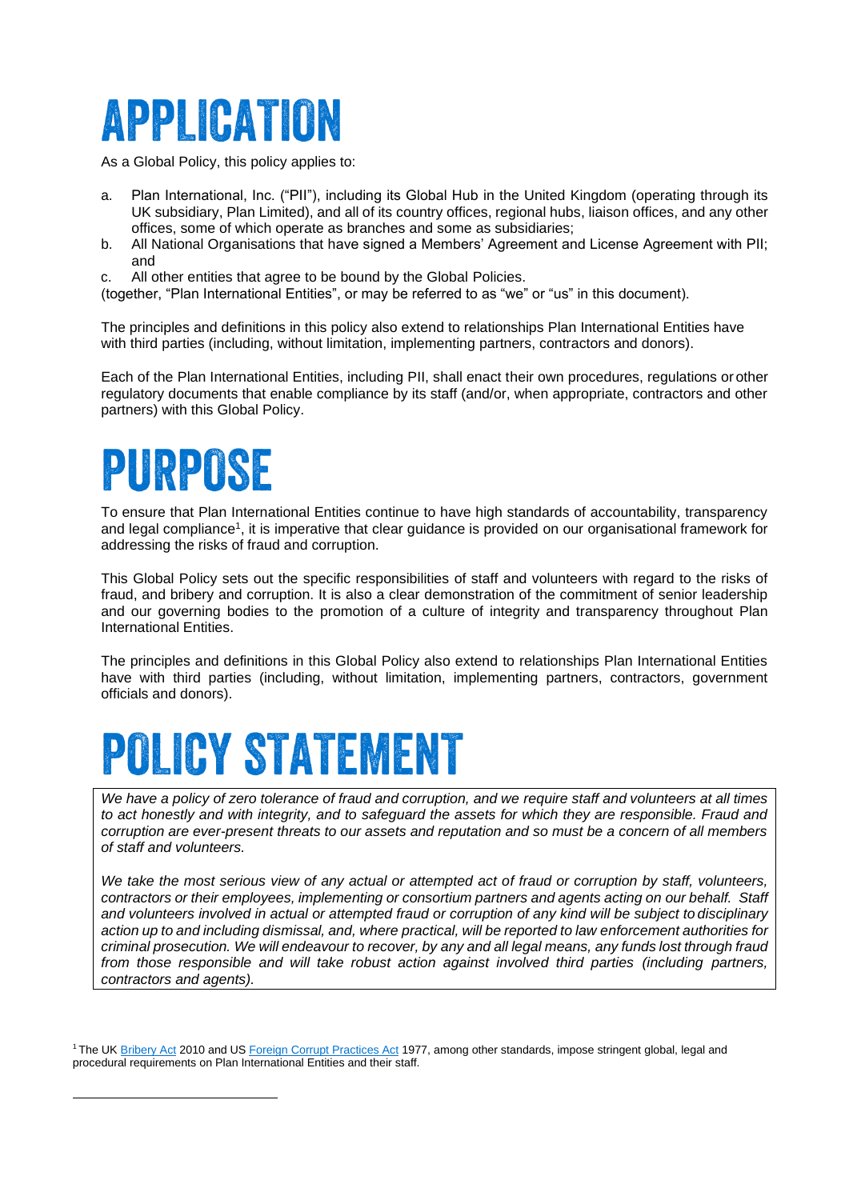# APPLICATION

As a Global Policy, this policy applies to:

a. Plan International, Inc. ("PII"), including its Global Hub in the United Kingdom (operating through its UK subsidiary, Plan Limited), and all of its country offices, regional hubs, liaison offices, and any other offices, some of which operate as branches and some as subsidiaries;
b. All National Organisations that have signed a Members' Agreement and License Agreement with PII; and
c. All other entities that agree to be bound by the Global Policies.

(together, "Plan International Entities", or may be referred to as "we" or "us" in this document).

The principles and definitions in this policy also extend to relationships Plan International Entities have with third parties (including, without limitation, implementing partners, contractors and donors).

Each of the Plan International Entities, including PII, shall enact their own procedures, regulations or other regulatory documents that enable compliance by its staff (and/or, when appropriate, contractors and other partners) with this Global Policy.

# PURPOSE

To ensure that Plan International Entities continue to have high standards of accountability, transparency and legal compliance[1], it is imperative that clear guidance is provided on our organisational framework for addressing the risks of fraud and corruption.

This Global Policy sets out the specific responsibilities of staff and volunteers with regard to the risks of fraud, and bribery and corruption. It is also a clear demonstration of the commitment of senior leadership and our governing bodies to the promotion of a culture of integrity and transparency throughout Plan International Entities.

The principles and definitions in this Global Policy also extend to relationships Plan International Entities have with third parties (including, without limitation, implementing partners, contractors, government officials and donors).

# POLICY STATEMENT

*We have a policy of zero tolerance of fraud and corruption, and we require staff and volunteers at all times to act honestly and with integrity, and to safeguard the assets for which they are responsible. Fraud and corruption are ever-present threats to our assets and reputation and so must be a concern of all members of staff and volunteers.*

*We take the most serious view of any actual or attempted act of fraud or corruption by staff, volunteers, contractors or their employees, implementing or consortium partners and agents acting on our behalf. Staff and volunteers involved in actual or attempted fraud or corruption of any kind will be subject to disciplinary action up to and including dismissal, and, where practical, will be reported to law enforcement authorities for criminal prosecution. We will endeavour to recover, by any and all legal means, any funds lost through fraud from those responsible and will take robust action against involved third parties (including partners, contractors and agents).*

[1] The UK Bribery Act 2010 and US Foreign Corrupt Practices Act 1977, among other standards, impose stringent global, legal and procedural requirements on Plan International Entities and their staff.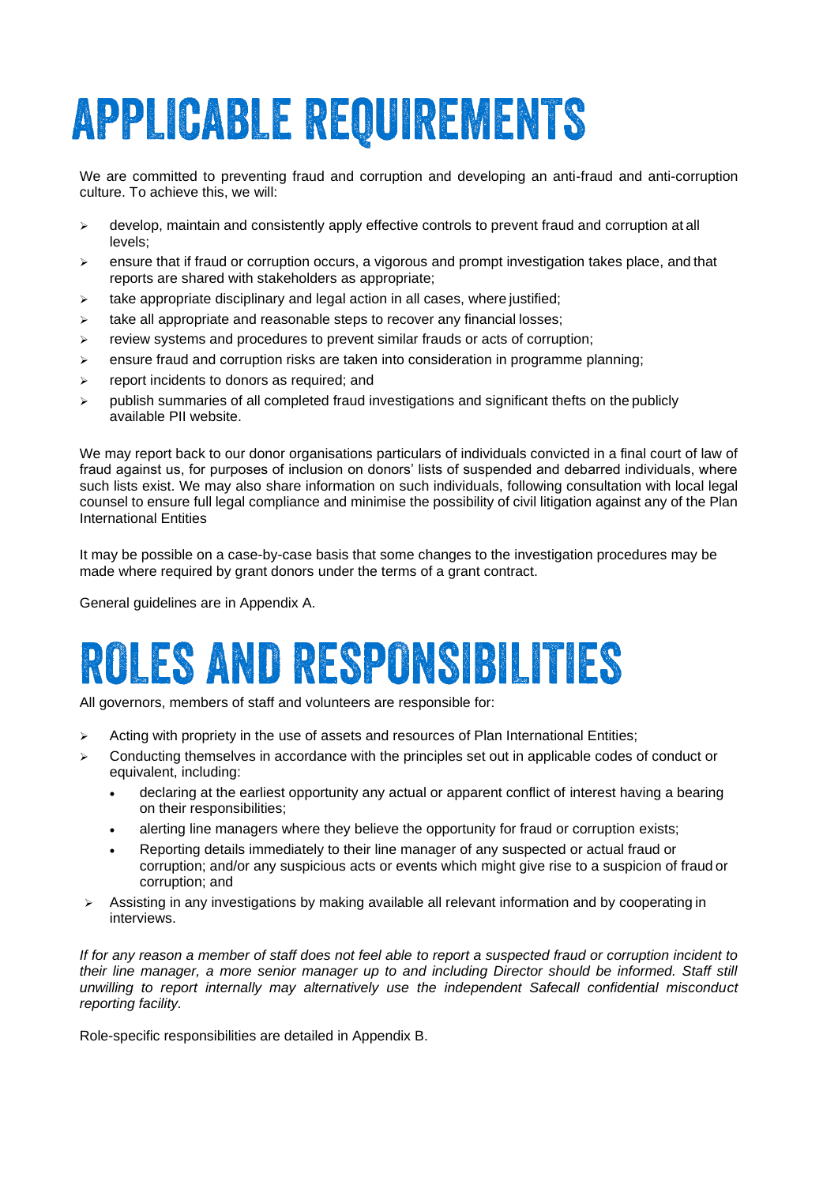# APPLICABLE REQUIREMENTS

We are committed to preventing fraud and corruption and developing an anti-fraud and anti-corruption culture. To achieve this, we will:

- develop, maintain and consistently apply effective controls to prevent fraud and corruption at all levels;
- ensure that if fraud or corruption occurs, a vigorous and prompt investigation takes place, and that reports are shared with stakeholders as appropriate;
- take appropriate disciplinary and legal action in all cases, where justified;
- take all appropriate and reasonable steps to recover any financial losses;
- review systems and procedures to prevent similar frauds or acts of corruption;
- ensure fraud and corruption risks are taken into consideration in programme planning;
- report incidents to donors as required; and
- publish summaries of all completed fraud investigations and significant thefts on the publicly available PII website.

We may report back to our donor organisations particulars of individuals convicted in a final court of law of fraud against us, for purposes of inclusion on donors' lists of suspended and debarred individuals, where such lists exist. We may also share information on such individuals, following consultation with local legal counsel to ensure full legal compliance and minimise the possibility of civil litigation against any of the Plan International Entities

It may be possible on a case-by-case basis that some changes to the investigation procedures may be made where required by grant donors under the terms of a grant contract.

General guidelines are in Appendix A.

# ROLES AND RESPONSIBILITIES

All governors, members of staff and volunteers are responsible for:

- Acting with propriety in the use of assets and resources of Plan International Entities;
- Conducting themselves in accordance with the principles set out in applicable codes of conduct or equivalent, including:
  - declaring at the earliest opportunity any actual or apparent conflict of interest having a bearing on their responsibilities;
  - alerting line managers where they believe the opportunity for fraud or corruption exists;
  - Reporting details immediately to their line manager of any suspected or actual fraud or corruption; and/or any suspicious acts or events which might give rise to a suspicion of fraud or corruption; and
- Assisting in any investigations by making available all relevant information and by cooperating in interviews.

*If for any reason a member of staff does not feel able to report a suspected fraud or corruption incident to their line manager, a more senior manager up to and including Director should be informed. Staff still unwilling to report internally may alternatively use the independent Safecall confidential misconduct reporting facility.*

Role-specific responsibilities are detailed in Appendix B.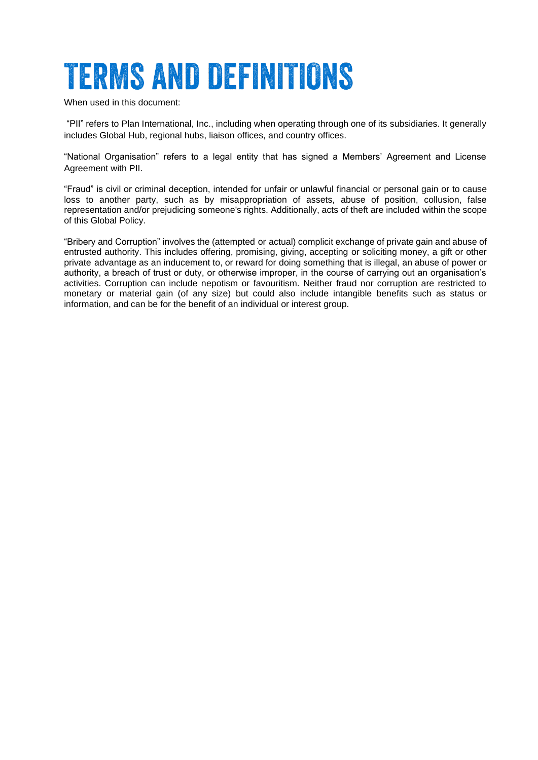# TERMS AND DEFINITIONS

When used in this document:

"PII" refers to Plan International, Inc., including when operating through one of its subsidiaries. It generally includes Global Hub, regional hubs, liaison offices, and country offices.

"National Organisation" refers to a legal entity that has signed a Members' Agreement and License Agreement with PII.

"Fraud" is civil or criminal deception, intended for unfair or unlawful financial or personal gain or to cause loss to another party, such as by misappropriation of assets, abuse of position, collusion, false representation and/or prejudicing someone's rights. Additionally, acts of theft are included within the scope of this Global Policy.

"Bribery and Corruption" involves the (attempted or actual) complicit exchange of private gain and abuse of entrusted authority. This includes offering, promising, giving, accepting or soliciting money, a gift or other private advantage as an inducement to, or reward for doing something that is illegal, an abuse of power or authority, a breach of trust or duty, or otherwise improper, in the course of carrying out an organisation's activities. Corruption can include nepotism or favouritism. Neither fraud nor corruption are restricted to monetary or material gain (of any size) but could also include intangible benefits such as status or information, and can be for the benefit of an individual or interest group.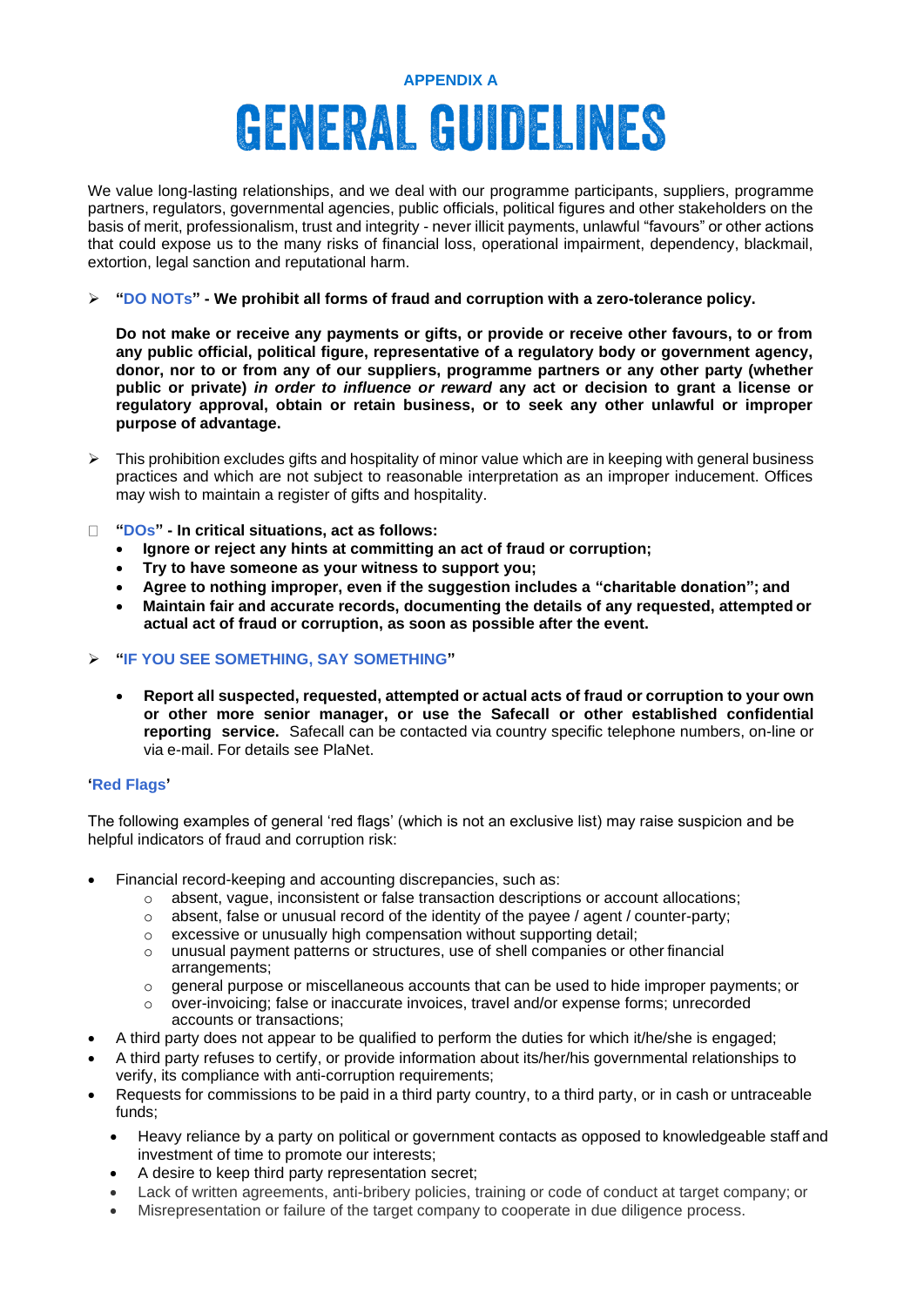**APPENDIX A**

# GENERAL GUIDELINES

We value long-lasting relationships, and we deal with our programme participants, suppliers, programme partners, regulators, governmental agencies, public officials, political figures and other stakeholders on the basis of merit, professionalism, trust and integrity - never illicit payments, unlawful "favours" or other actions that could expose us to the many risks of financial loss, operational impairment, dependency, blackmail, extortion, legal sanction and reputational harm.

- **"DO NOTs" - We prohibit all forms of fraud and corruption with a zero-tolerance policy.**

  **Do not make or receive any payments or gifts, or provide or receive other favours, to or from any public official, political figure, representative of a regulatory body or government agency, donor, nor to or from any of our suppliers, programme partners or any other party (whether public or private) *in order to influence or reward* any act or decision to grant a license or regulatory approval, obtain or retain business, or to seek any other unlawful or improper purpose of advantage.**

- This prohibition excludes gifts and hospitality of minor value which are in keeping with general business practices and which are not subject to reasonable interpretation as an improper inducement. Offices may wish to maintain a register of gifts and hospitality.

- **"DOs" - In critical situations, act as follows:**
  - **Ignore or reject any hints at committing an act of fraud or corruption;**
  - **Try to have someone as your witness to support you;**
  - **Agree to nothing improper, even if the suggestion includes a "charitable donation"; and**
  - **Maintain fair and accurate records, documenting the details of any requested, attempted or actual act of fraud or corruption, as soon as possible after the event.**

- **"IF YOU SEE SOMETHING, SAY SOMETHING"**

  - **Report all suspected, requested, attempted or actual acts of fraud or corruption to your own or other more senior manager, or use the Safecall or other established confidential reporting service.** Safecall can be contacted via country specific telephone numbers, on-line or via e-mail. For details see PlaNet.

**'Red Flags'**

The following examples of general 'red flags' (which is not an exclusive list) may raise suspicion and be helpful indicators of fraud and corruption risk:

- Financial record-keeping and accounting discrepancies, such as:
  - absent, vague, inconsistent or false transaction descriptions or account allocations;
  - absent, false or unusual record of the identity of the payee / agent / counter-party;
  - excessive or unusually high compensation without supporting detail;
  - unusual payment patterns or structures, use of shell companies or other financial arrangements;
  - general purpose or miscellaneous accounts that can be used to hide improper payments; or
  - over-invoicing; false or inaccurate invoices, travel and/or expense forms; unrecorded accounts or transactions;
- A third party does not appear to be qualified to perform the duties for which it/he/she is engaged;
- A third party refuses to certify, or provide information about its/her/his governmental relationships to verify, its compliance with anti-corruption requirements;
- Requests for commissions to be paid in a third party country, to a third party, or in cash or untraceable funds;
- Heavy reliance by a party on political or government contacts as opposed to knowledgeable staff and investment of time to promote our interests;
- A desire to keep third party representation secret;
- Lack of written agreements, anti-bribery policies, training or code of conduct at target company; or
- Misrepresentation or failure of the target company to cooperate in due diligence process.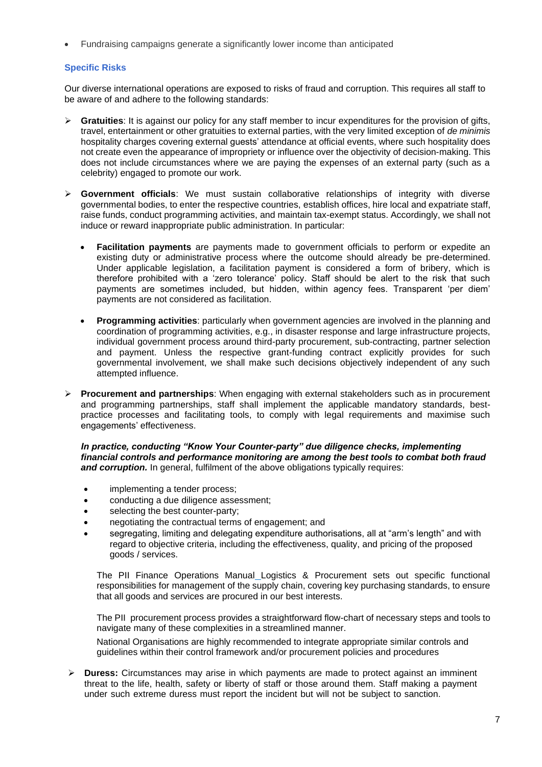- Fundraising campaigns generate a significantly lower income than anticipated

### Specific Risks

Our diverse international operations are exposed to risks of fraud and corruption. This requires all staff to be aware of and adhere to the following standards:

- **Gratuities**: It is against our policy for any staff member to incur expenditures for the provision of gifts, travel, entertainment or other gratuities to external parties, with the very limited exception of *de minimis* hospitality charges covering external guests' attendance at official events, where such hospitality does not create even the appearance of impropriety or influence over the objectivity of decision-making. This does not include circumstances where we are paying the expenses of an external party (such as a celebrity) engaged to promote our work.

- **Government officials**: We must sustain collaborative relationships of integrity with diverse governmental bodies, to enter the respective countries, establish offices, hire local and expatriate staff, raise funds, conduct programming activities, and maintain tax-exempt status. Accordingly, we shall not induce or reward inappropriate public administration. In particular:

  - **Facilitation payments** are payments made to government officials to perform or expedite an existing duty or administrative process where the outcome should already be pre-determined. Under applicable legislation, a facilitation payment is considered a form of bribery, which is therefore prohibited with a 'zero tolerance' policy. Staff should be alert to the risk that such payments are sometimes included, but hidden, within agency fees. Transparent 'per diem' payments are not considered as facilitation.

  - **Programming activities**: particularly when government agencies are involved in the planning and coordination of programming activities, e.g., in disaster response and large infrastructure projects, individual government process around third-party procurement, sub-contracting, partner selection and payment. Unless the respective grant-funding contract explicitly provides for such governmental involvement, we shall make such decisions objectively independent of any such attempted influence.

- **Procurement and partnerships**: When engaging with external stakeholders such as in procurement and programming partnerships, staff shall implement the applicable mandatory standards, best-practice processes and facilitating tools, to comply with legal requirements and maximise such engagements' effectiveness.

  ***In practice, conducting "Know Your Counter-party" due diligence checks, implementing financial controls and performance monitoring are among the best tools to combat both fraud and corruption.*** In general, fulfilment of the above obligations typically requires:

  - implementing a tender process;
  - conducting a due diligence assessment;
  - selecting the best counter-party;
  - negotiating the contractual terms of engagement; and
  - segregating, limiting and delegating expenditure authorisations, all at "arm's length" and with regard to objective criteria, including the effectiveness, quality, and pricing of the proposed goods / services.

  The PII Finance Operations Manual_Logistics & Procurement sets out specific functional responsibilities for management of the supply chain, covering key purchasing standards, to ensure that all goods and services are procured in our best interests.

  The PII procurement process provides a straightforward flow-chart of necessary steps and tools to navigate many of these complexities in a streamlined manner.

  National Organisations are highly recommended to integrate appropriate similar controls and guidelines within their control framework and/or procurement policies and procedures

- **Duress:** Circumstances may arise in which payments are made to protect against an imminent threat to the life, health, safety or liberty of staff or those around them. Staff making a payment under such extreme duress must report the incident but will not be subject to sanction.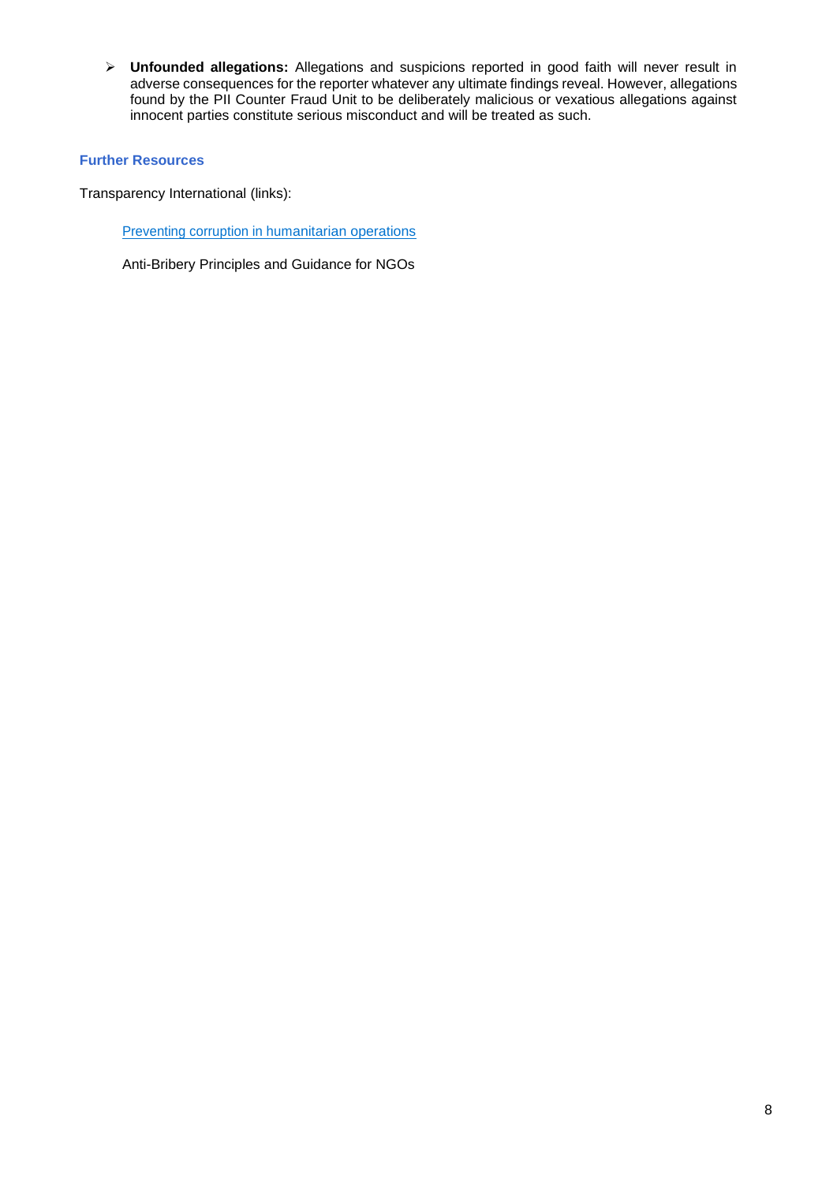- **Unfounded allegations:** Allegations and suspicions reported in good faith will never result in adverse consequences for the reporter whatever any ultimate findings reveal. However, allegations found by the PII Counter Fraud Unit to be deliberately malicious or vexatious allegations against innocent parties constitute serious misconduct and will be treated as such.

### Further Resources

Transparency International (links):

Preventing corruption in humanitarian operations

Anti-Bribery Principles and Guidance for NGOs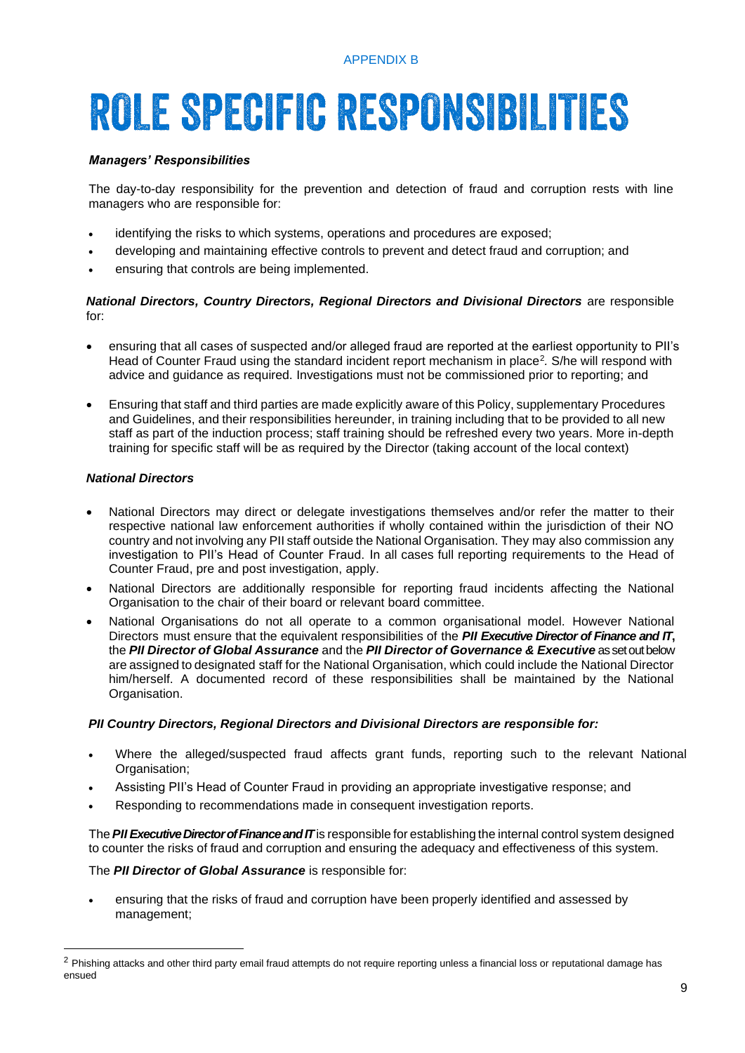APPENDIX B

# ROLE SPECIFIC RESPONSIBILITIES

***Managers' Responsibilities***

The day-to-day responsibility for the prevention and detection of fraud and corruption rests with line managers who are responsible for:

- identifying the risks to which systems, operations and procedures are exposed;
- developing and maintaining effective controls to prevent and detect fraud and corruption; and
- ensuring that controls are being implemented.

***National Directors, Country Directors, Regional Directors and Divisional Directors*** are responsible for:

- ensuring that all cases of suspected and/or alleged fraud are reported at the earliest opportunity to PII's Head of Counter Fraud using the standard incident report mechanism in place[2]. S/he will respond with advice and guidance as required. Investigations must not be commissioned prior to reporting; and

- Ensuring that staff and third parties are made explicitly aware of this Policy, supplementary Procedures and Guidelines, and their responsibilities hereunder, in training including that to be provided to all new staff as part of the induction process; staff training should be refreshed every two years. More in-depth training for specific staff will be as required by the Director (taking account of the local context)

***National Directors***

- National Directors may direct or delegate investigations themselves and/or refer the matter to their respective national law enforcement authorities if wholly contained within the jurisdiction of their NO country and not involving any PII staff outside the National Organisation. They may also commission any investigation to PII's Head of Counter Fraud. In all cases full reporting requirements to the Head of Counter Fraud, pre and post investigation, apply.
- National Directors are additionally responsible for reporting fraud incidents affecting the National Organisation to the chair of their board or relevant board committee.
- National Organisations do not all operate to a common organisational model. However National Directors must ensure that the equivalent responsibilities of the ***PII Executive Director of Finance and IT***, the ***PII Director of Global Assurance*** and the ***PII Director of Governance & Executive*** as set out below are assigned to designated staff for the National Organisation, which could include the National Director him/herself. A documented record of these responsibilities shall be maintained by the National Organisation.

***PII Country Directors, Regional Directors and Divisional Directors are responsible for:***

- Where the alleged/suspected fraud affects grant funds, reporting such to the relevant National Organisation;
- Assisting PII's Head of Counter Fraud in providing an appropriate investigative response; and
- Responding to recommendations made in consequent investigation reports.

The ***PII Executive Director of Finance and IT*** is responsible for establishing the internal control system designed to counter the risks of fraud and corruption and ensuring the adequacy and effectiveness of this system.

The ***PII Director of Global Assurance*** is responsible for:

- ensuring that the risks of fraud and corruption have been properly identified and assessed by management;

---

[2] Phishing attacks and other third party email fraud attempts do not require reporting unless a financial loss or reputational damage has ensued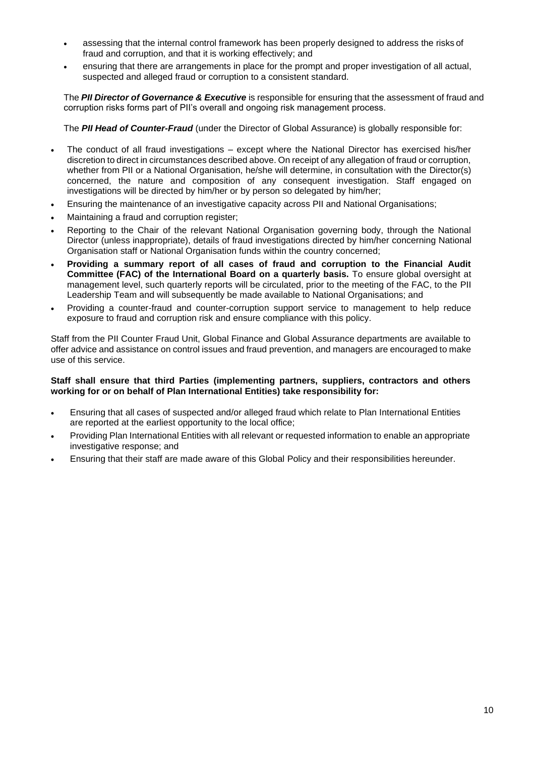- assessing that the internal control framework has been properly designed to address the risks of fraud and corruption, and that it is working effectively; and
- ensuring that there are arrangements in place for the prompt and proper investigation of all actual, suspected and alleged fraud or corruption to a consistent standard.

The ***PII Director of Governance & Executive*** is responsible for ensuring that the assessment of fraud and corruption risks forms part of PII's overall and ongoing risk management process.

The ***PII Head of Counter-Fraud*** (under the Director of Global Assurance) is globally responsible for:

- The conduct of all fraud investigations – except where the National Director has exercised his/her discretion to direct in circumstances described above. On receipt of any allegation of fraud or corruption, whether from PII or a National Organisation, he/she will determine, in consultation with the Director(s) concerned, the nature and composition of any consequent investigation. Staff engaged on investigations will be directed by him/her or by person so delegated by him/her;
- Ensuring the maintenance of an investigative capacity across PII and National Organisations;
- Maintaining a fraud and corruption register;
- Reporting to the Chair of the relevant National Organisation governing body, through the National Director (unless inappropriate), details of fraud investigations directed by him/her concerning National Organisation staff or National Organisation funds within the country concerned;
- **Providing a summary report of all cases of fraud and corruption to the Financial Audit Committee (FAC) of the International Board on a quarterly basis.** To ensure global oversight at management level, such quarterly reports will be circulated, prior to the meeting of the FAC, to the PII Leadership Team and will subsequently be made available to National Organisations; and
- Providing a counter-fraud and counter-corruption support service to management to help reduce exposure to fraud and corruption risk and ensure compliance with this policy.

Staff from the PII Counter Fraud Unit, Global Finance and Global Assurance departments are available to offer advice and assistance on control issues and fraud prevention, and managers are encouraged to make use of this service.

**Staff shall ensure that third Parties (implementing partners, suppliers, contractors and others working for or on behalf of Plan International Entities) take responsibility for:**

- Ensuring that all cases of suspected and/or alleged fraud which relate to Plan International Entities are reported at the earliest opportunity to the local office;
- Providing Plan International Entities with all relevant or requested information to enable an appropriate investigative response; and
- Ensuring that their staff are made aware of this Global Policy and their responsibilities hereunder.